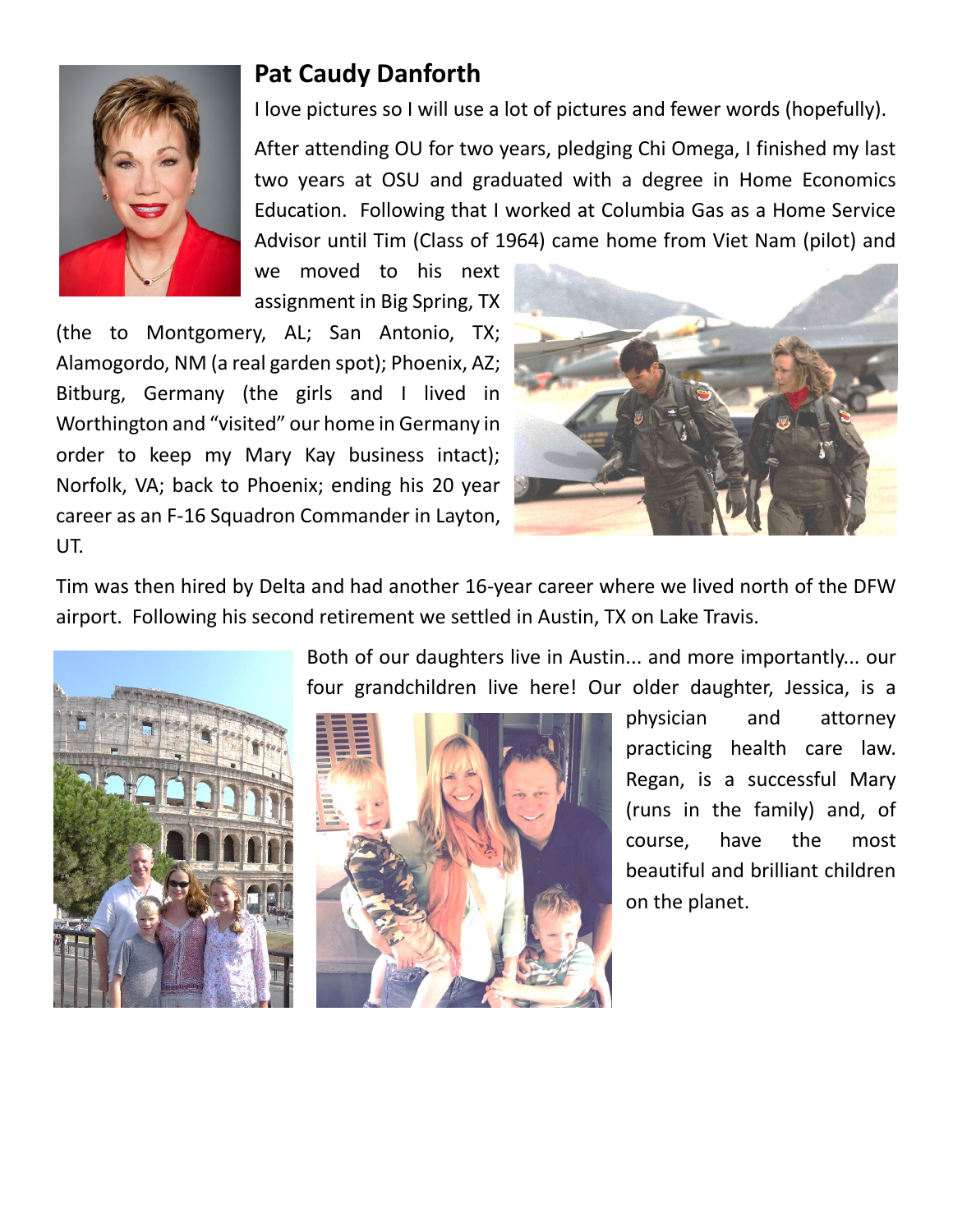## Pat Caudy Danforth

I love pictures so I will use a lot of pictures and fewer words (hopefully).

After attending OU for two years, pledging Chi Omega, I finished my last two years at OSU and graduated with a degree in Home Economics Education. Following that I worked at Columbia Gas as a Home Service Advisor until Tim (Class of 1964) came home from Viet Nam (pilot) and we moved to his next assignment in Big Spring, TX (the to Montgomery, AL; San Antonio, TX; Alamogordo, NM (a real garden spot); Phoenix, AZ; Bitburg, Germany (the girls and I lived in Worthington and "visited" our home in Germany in order to keep my Mary Kay business intact); Norfolk, VA; back to Phoenix; ending his 20 year career as an F-16 Squadron Commander in Layton, UT.

Tim was then hired by Delta and had another 16-year career where we lived north of the DFW airport. Following his second retirement we settled in Austin, TX on Lake Travis.

Both of our daughters live in Austin... and more importantly... our four grandchildren live here! Our older daughter, Jessica, is a physician and attorney practicing health care law. Regan, is a successful Mary (runs in the family) and, of course, have the most beautiful and brilliant children on the planet.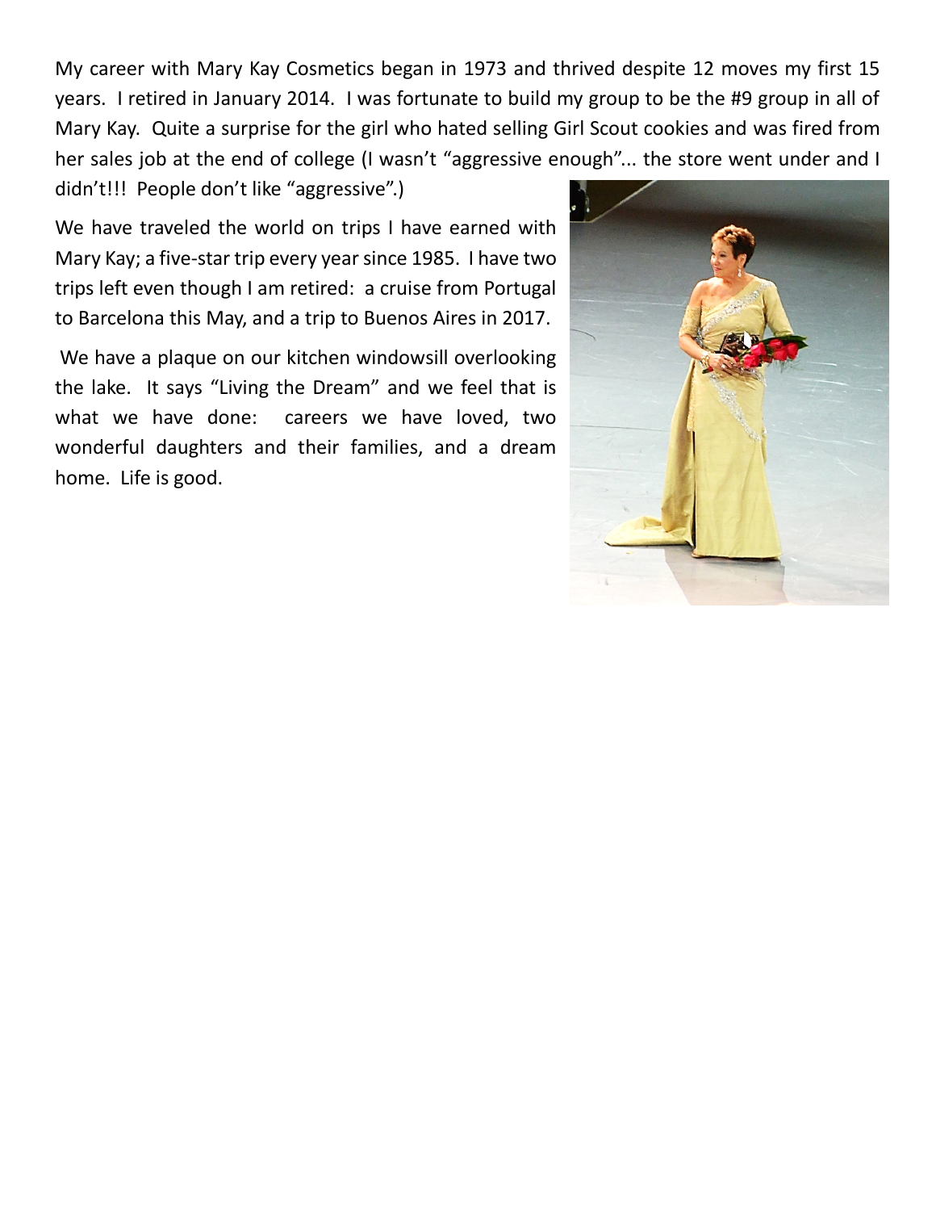My career with Mary Kay Cosmetics began in 1973 and thrived despite 12 moves my first 15 years. I retired in January 2014. I was fortunate to build my group to be the #9 group in all of Mary Kay. Quite a surprise for the girl who hated selling Girl Scout cookies and was fired from her sales job at the end of college (I wasn't "aggressive enough"... the store went under and I didn't!!! People don't like "aggressive".)

We have traveled the world on trips I have earned with Mary Kay; a five-star trip every year since 1985. I have two trips left even though I am retired: a cruise from Portugal to Barcelona this May, and a trip to Buenos Aires in 2017.

We have a plaque on our kitchen windowsill overlooking the lake. It says "Living the Dream" and we feel that is what we have done: careers we have loved, two wonderful daughters and their families, and a dream home. Life is good.